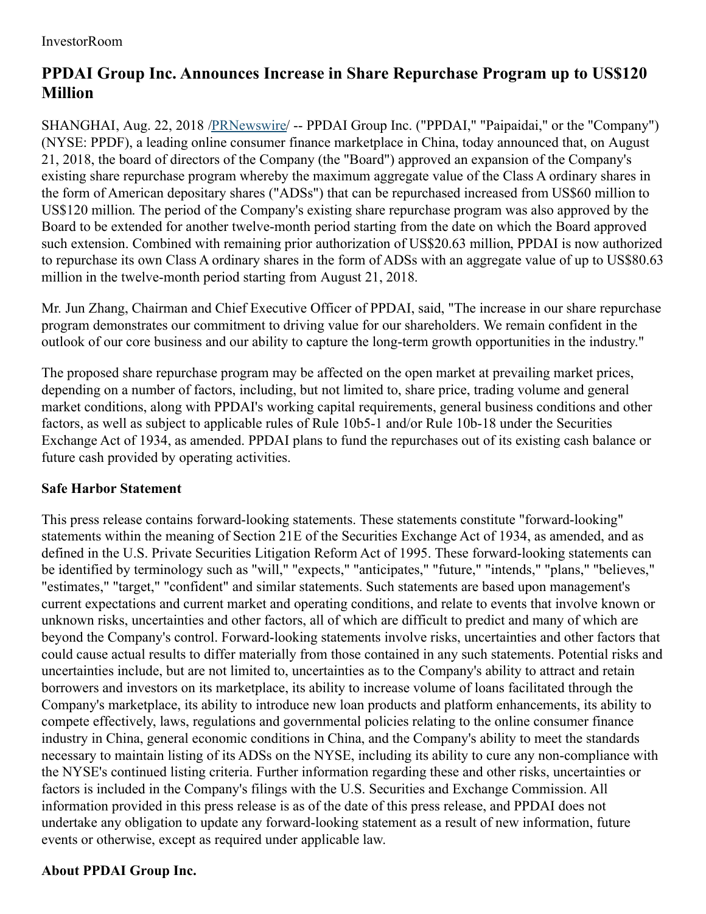InvestorRoom

# PPDAI Group Inc. Announces Increase in Share Repurchase Program up to US$120 Million

SHANGHAI, Aug. 22, 2018 /PRNewswire/ -- PPDAI Group Inc. ("PPDAI," "Paipaidai," or the "Company") (NYSE: PPDF), a leading online consumer finance marketplace in China, today announced that, on August 21, 2018, the board of directors of the Company (the "Board") approved an expansion of the Company's existing share repurchase program whereby the maximum aggregate value of the Class A ordinary shares in the form of American depositary shares ("ADSs") that can be repurchased increased from US$60 million to US$120 million. The period of the Company's existing share repurchase program was also approved by the Board to be extended for another twelve-month period starting from the date on which the Board approved such extension. Combined with remaining prior authorization of US$20.63 million, PPDAI is now authorized to repurchase its own Class A ordinary shares in the form of ADSs with an aggregate value of up to US$80.63 million in the twelve-month period starting from August 21, 2018.

Mr. Jun Zhang, Chairman and Chief Executive Officer of PPDAI, said, "The increase in our share repurchase program demonstrates our commitment to driving value for our shareholders. We remain confident in the outlook of our core business and our ability to capture the long-term growth opportunities in the industry."

The proposed share repurchase program may be affected on the open market at prevailing market prices, depending on a number of factors, including, but not limited to, share price, trading volume and general market conditions, along with PPDAI's working capital requirements, general business conditions and other factors, as well as subject to applicable rules of Rule 10b5-1 and/or Rule 10b-18 under the Securities Exchange Act of 1934, as amended. PPDAI plans to fund the repurchases out of its existing cash balance or future cash provided by operating activities.

**Safe Harbor Statement**

This press release contains forward-looking statements. These statements constitute "forward-looking" statements within the meaning of Section 21E of the Securities Exchange Act of 1934, as amended, and as defined in the U.S. Private Securities Litigation Reform Act of 1995. These forward-looking statements can be identified by terminology such as "will," "expects," "anticipates," "future," "intends," "plans," "believes," "estimates," "target," "confident" and similar statements. Such statements are based upon management's current expectations and current market and operating conditions, and relate to events that involve known or unknown risks, uncertainties and other factors, all of which are difficult to predict and many of which are beyond the Company's control. Forward-looking statements involve risks, uncertainties and other factors that could cause actual results to differ materially from those contained in any such statements. Potential risks and uncertainties include, but are not limited to, uncertainties as to the Company's ability to attract and retain borrowers and investors on its marketplace, its ability to increase volume of loans facilitated through the Company's marketplace, its ability to introduce new loan products and platform enhancements, its ability to compete effectively, laws, regulations and governmental policies relating to the online consumer finance industry in China, general economic conditions in China, and the Company's ability to meet the standards necessary to maintain listing of its ADSs on the NYSE, including its ability to cure any non-compliance with the NYSE's continued listing criteria. Further information regarding these and other risks, uncertainties or factors is included in the Company's filings with the U.S. Securities and Exchange Commission. All information provided in this press release is as of the date of this press release, and PPDAI does not undertake any obligation to update any forward-looking statement as a result of new information, future events or otherwise, except as required under applicable law.

**About PPDAI Group Inc.**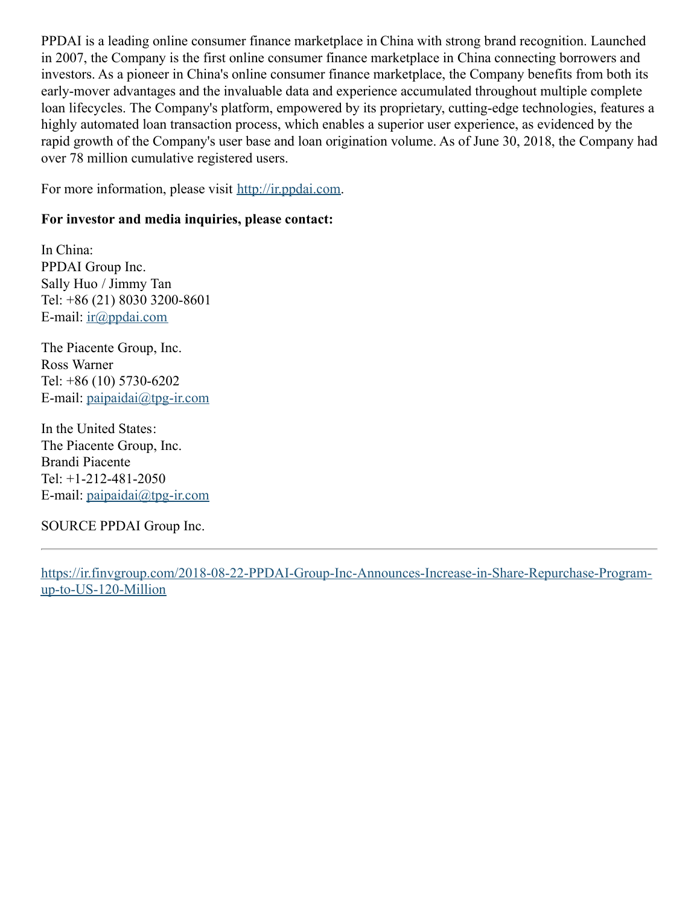PPDAI is a leading online consumer finance marketplace in China with strong brand recognition. Launched in 2007, the Company is the first online consumer finance marketplace in China connecting borrowers and investors. As a pioneer in China's online consumer finance marketplace, the Company benefits from both its early-mover advantages and the invaluable data and experience accumulated throughout multiple complete loan lifecycles. The Company's platform, empowered by its proprietary, cutting-edge technologies, features a highly automated loan transaction process, which enables a superior user experience, as evidenced by the rapid growth of the Company's user base and loan origination volume. As of June 30, 2018, the Company had over 78 million cumulative registered users.

For more information, please visit [http://ir.ppdai.com](http://ir.ppdai.com).

**For investor and media inquiries, please contact:**

In China:  
PPDAI Group Inc.  
Sally Huo / Jimmy Tan  
Tel: +86 (21) 8030 3200-8601  
E-mail: [ir@ppdai.com](mailto:ir@ppdai.com)

The Piacente Group, Inc.  
Ross Warner  
Tel: +86 (10) 5730-6202  
E-mail: [paipaidai@tpg-ir.com](mailto:paipaidai@tpg-ir.com)

In the United States:  
The Piacente Group, Inc.  
Brandi Piacente  
Tel: +1-212-481-2050  
E-mail: [paipaidai@tpg-ir.com](mailto:paipaidai@tpg-ir.com)

SOURCE PPDAI Group Inc.

---

[https://ir.finvgroup.com/2018-08-22-PPDAI-Group-Inc-Announces-Increase-in-Share-Repurchase-Program-up-to-US-120-Million](https://ir.finvgroup.com/2018-08-22-PPDAI-Group-Inc-Announces-Increase-in-Share-Repurchase-Program-up-to-US-120-Million)